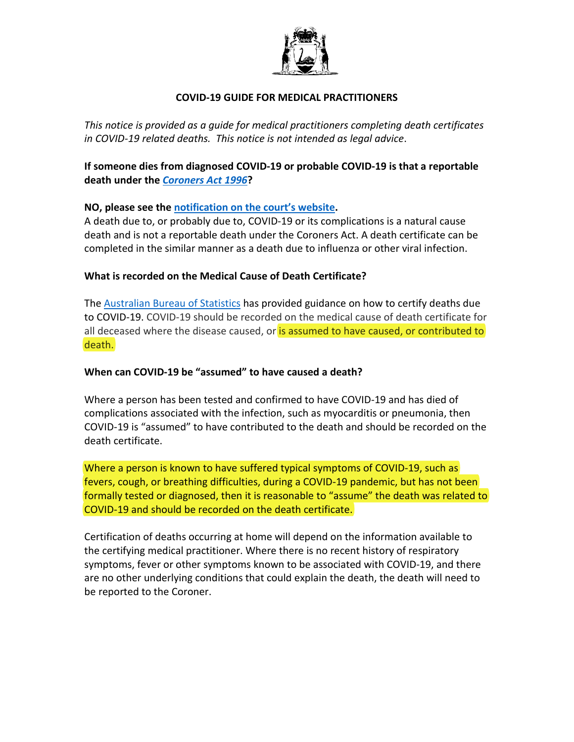## COVID-19 GUIDE FOR MEDICAL PRACTITIONERS

*This notice is provided as a guide for medical practitioners completing death certificates in COVID-19 related deaths. This notice is not intended as legal advice.*

**If someone dies from diagnosed COVID-19 or probable COVID-19 is that a reportable death under the *Coroners Act 1996*?**

**NO, please see the notification on the court's website.**

A death due to, or probably due to, COVID-19 or its complications is a natural cause death and is not a reportable death under the Coroners Act. A death certificate can be completed in the similar manner as a death due to influenza or other viral infection.

**What is recorded on the Medical Cause of Death Certificate?**

The Australian Bureau of Statistics has provided guidance on how to certify deaths due to COVID-19. COVID-19 should be recorded on the medical cause of death certificate for all deceased where the disease caused, or is assumed to have caused, or contributed to death.

**When can COVID-19 be "assumed" to have caused a death?**

Where a person has been tested and confirmed to have COVID-19 and has died of complications associated with the infection, such as myocarditis or pneumonia, then COVID-19 is "assumed" to have contributed to the death and should be recorded on the death certificate.

Where a person is known to have suffered typical symptoms of COVID-19, such as fevers, cough, or breathing difficulties, during a COVID-19 pandemic, but has not been formally tested or diagnosed, then it is reasonable to "assume" the death was related to COVID-19 and should be recorded on the death certificate.

Certification of deaths occurring at home will depend on the information available to the certifying medical practitioner. Where there is no recent history of respiratory symptoms, fever or other symptoms known to be associated with COVID-19, and there are no other underlying conditions that could explain the death, the death will need to be reported to the Coroner.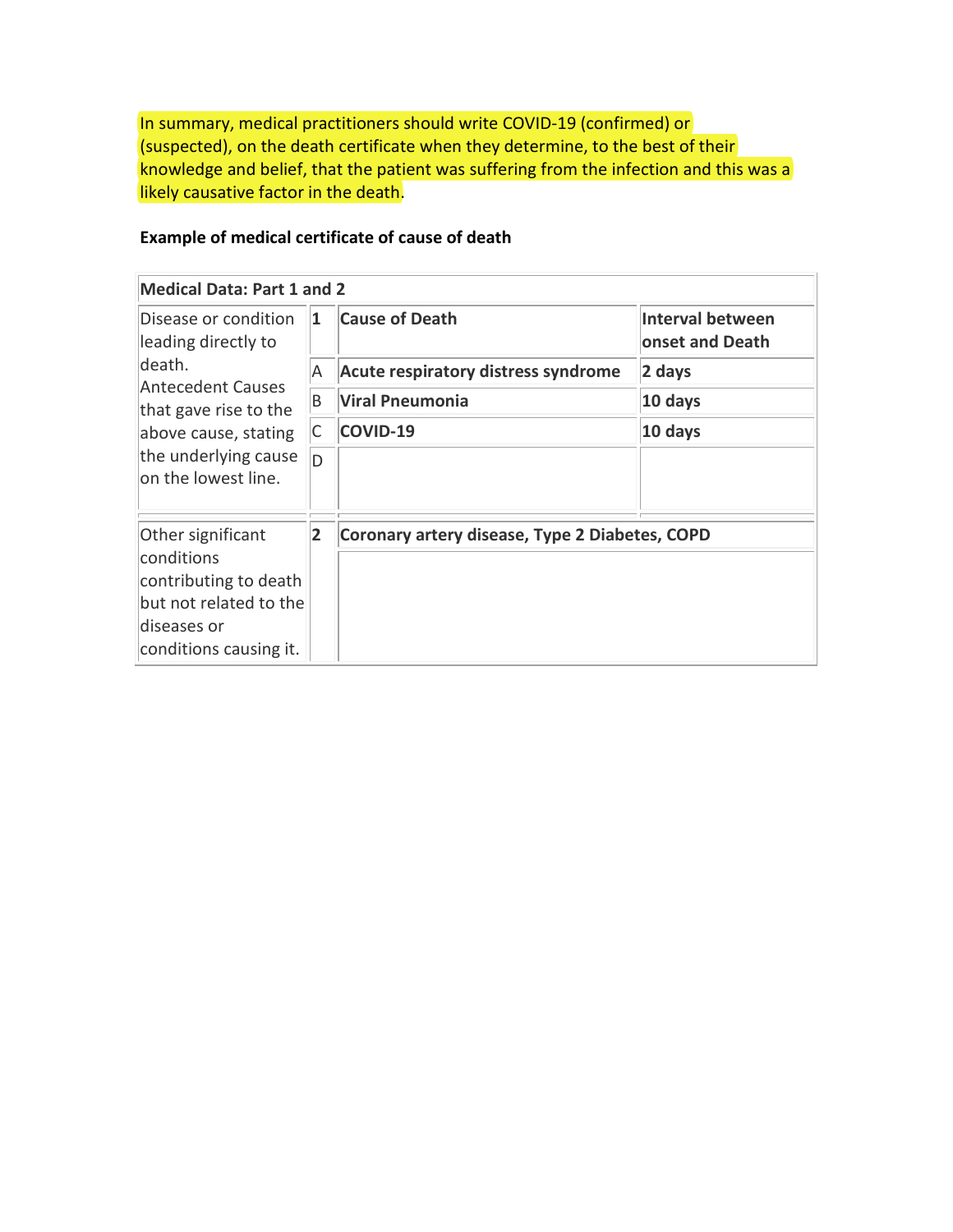In summary, medical practitioners should write COVID-19 (confirmed) or (suspected), on the death certificate when they determine, to the best of their knowledge and belief, that the patient was suffering from the infection and this was a likely causative factor in the death.

**Example of medical certificate of cause of death**

| **Medical Data: Part 1 and 2** | | | |
|---|---|---|---|
| Disease or condition leading directly to death. Antecedent Causes that gave rise to the above cause, stating the underlying cause on the lowest line. | **1** | **Cause of Death** | **Interval between onset and Death** |
| | A | **Acute respiratory distress syndrome** | **2 days** |
| | B | **Viral Pneumonia** | **10 days** |
| | C | **COVID-19** | **10 days** |
| | D | | |
| Other significant conditions contributing to death but not related to the diseases or conditions causing it. | **2** | **Coronary artery disease, Type 2 Diabetes, COPD** | |